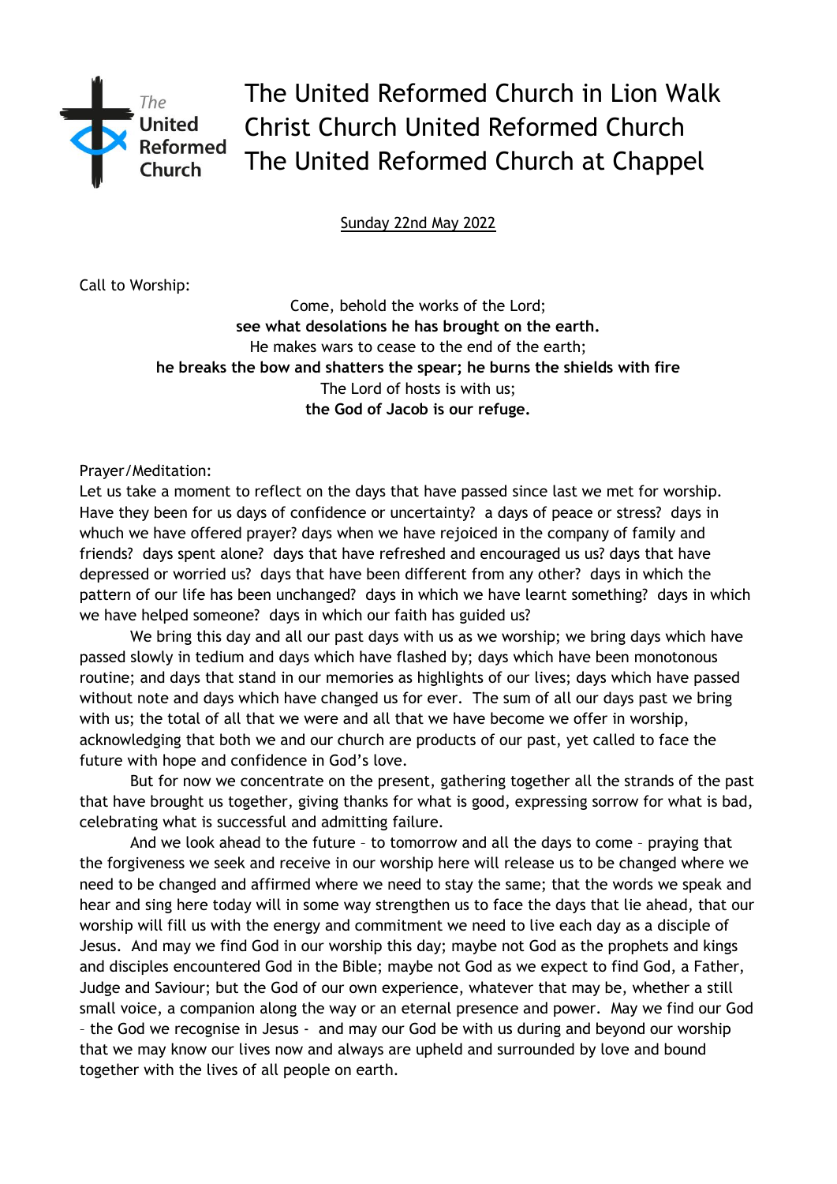The United Reformed Church in Lion Walk
Christ Church United Reformed Church
The United Reformed Church at Chappel

Sunday 22nd May 2022

Call to Worship:

Come, behold the works of the Lord;
**see what desolations he has brought on the earth.**
He makes wars to cease to the end of the earth;
**he breaks the bow and shatters the spear; he burns the shields with fire**
The Lord of hosts is with us;
**the God of Jacob is our refuge.**

Prayer/Meditation:

Let us take a moment to reflect on the days that have passed since last we met for worship. Have they been for us days of confidence or uncertainty? a days of peace or stress? days in whuch we have offered prayer? days when we have rejoiced in the company of family and friends? days spent alone? days that have refreshed and encouraged us us? days that have depressed or worried us? days that have been different from any other? days in which the pattern of our life has been unchanged? days in which we have learnt something? days in which we have helped someone? days in which our faith has guided us?

We bring this day and all our past days with us as we worship; we bring days which have passed slowly in tedium and days which have flashed by; days which have been monotonous routine; and days that stand in our memories as highlights of our lives; days which have passed without note and days which have changed us for ever. The sum of all our days past we bring with us; the total of all that we were and all that we have become we offer in worship, acknowledging that both we and our church are products of our past, yet called to face the future with hope and confidence in God's love.

But for now we concentrate on the present, gathering together all the strands of the past that have brought us together, giving thanks for what is good, expressing sorrow for what is bad, celebrating what is successful and admitting failure.

And we look ahead to the future – to tomorrow and all the days to come – praying that the forgiveness we seek and receive in our worship here will release us to be changed where we need to be changed and affirmed where we need to stay the same; that the words we speak and hear and sing here today will in some way strengthen us to face the days that lie ahead, that our worship will fill us with the energy and commitment we need to live each day as a disciple of Jesus. And may we find God in our worship this day; maybe not God as the prophets and kings and disciples encountered God in the Bible; maybe not God as we expect to find God, a Father, Judge and Saviour; but the God of our own experience, whatever that may be, whether a still small voice, a companion along the way or an eternal presence and power. May we find our God – the God we recognise in Jesus - and may our God be with us during and beyond our worship that we may know our lives now and always are upheld and surrounded by love and bound together with the lives of all people on earth.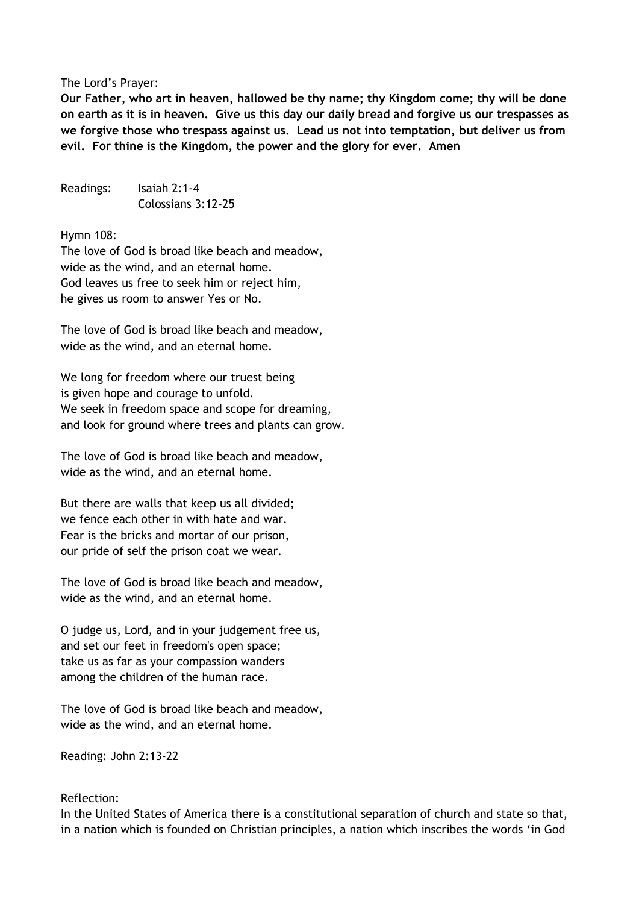The Lord's Prayer:

**Our Father, who art in heaven, hallowed be thy name; thy Kingdom come; thy will be done on earth as it is in heaven. Give us this day our daily bread and forgive us our trespasses as we forgive those who trespass against us. Lead us not into temptation, but deliver us from evil. For thine is the Kingdom, the power and the glory for ever. Amen**

Readings: Isaiah 2:1-4
Colossians 3:12-25

Hymn 108:

The love of God is broad like beach and meadow,
wide as the wind, and an eternal home.
God leaves us free to seek him or reject him,
he gives us room to answer Yes or No.

The love of God is broad like beach and meadow,
wide as the wind, and an eternal home.

We long for freedom where our truest being
is given hope and courage to unfold.
We seek in freedom space and scope for dreaming,
and look for ground where trees and plants can grow.

The love of God is broad like beach and meadow,
wide as the wind, and an eternal home.

But there are walls that keep us all divided;
we fence each other in with hate and war.
Fear is the bricks and mortar of our prison,
our pride of self the prison coat we wear.

The love of God is broad like beach and meadow,
wide as the wind, and an eternal home.

O judge us, Lord, and in your judgement free us,
and set our feet in freedom's open space;
take us as far as your compassion wanders
among the children of the human race.

The love of God is broad like beach and meadow,
wide as the wind, and an eternal home.

Reading: John 2:13-22

Reflection:

In the United States of America there is a constitutional separation of church and state so that, in a nation which is founded on Christian principles, a nation which inscribes the words 'in God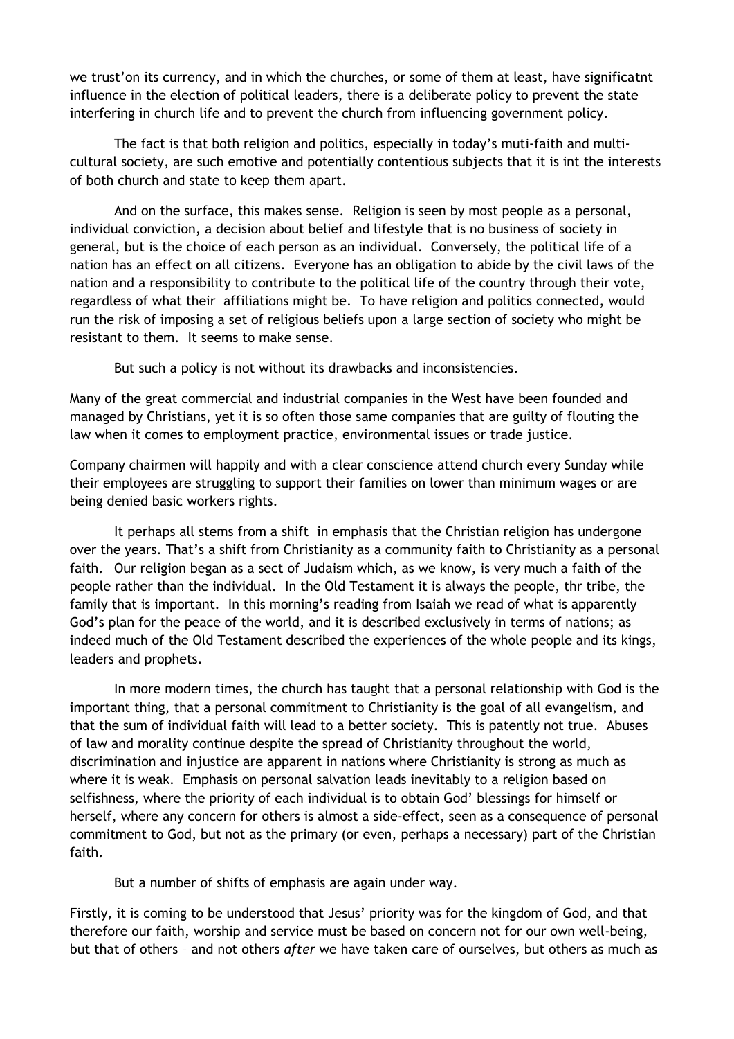we trust'on its currency, and in which the churches, or some of them at least, have significatnt influence in the election of political leaders, there is a deliberate policy to prevent the state interfering in church life and to prevent the church from influencing government policy.

The fact is that both religion and politics, especially in today's muti-faith and multi-cultural society, are such emotive and potentially contentious subjects that it is int the interests of both church and state to keep them apart.

And on the surface, this makes sense. Religion is seen by most people as a personal, individual conviction, a decision about belief and lifestyle that is no business of society in general, but is the choice of each person as an individual. Conversely, the political life of a nation has an effect on all citizens. Everyone has an obligation to abide by the civil laws of the nation and a responsibility to contribute to the political life of the country through their vote, regardless of what their affiliations might be. To have religion and politics connected, would run the risk of imposing a set of religious beliefs upon a large section of society who might be resistant to them. It seems to make sense.

But such a policy is not without its drawbacks and inconsistencies.

Many of the great commercial and industrial companies in the West have been founded and managed by Christians, yet it is so often those same companies that are guilty of flouting the law when it comes to employment practice, environmental issues or trade justice.

Company chairmen will happily and with a clear conscience attend church every Sunday while their employees are struggling to support their families on lower than minimum wages or are being denied basic workers rights.

It perhaps all stems from a shift in emphasis that the Christian religion has undergone over the years. That's a shift from Christianity as a community faith to Christianity as a personal faith. Our religion began as a sect of Judaism which, as we know, is very much a faith of the people rather than the individual. In the Old Testament it is always the people, thr tribe, the family that is important. In this morning's reading from Isaiah we read of what is apparently God's plan for the peace of the world, and it is described exclusively in terms of nations; as indeed much of the Old Testament described the experiences of the whole people and its kings, leaders and prophets.

In more modern times, the church has taught that a personal relationship with God is the important thing, that a personal commitment to Christianity is the goal of all evangelism, and that the sum of individual faith will lead to a better society. This is patently not true. Abuses of law and morality continue despite the spread of Christianity throughout the world, discrimination and injustice are apparent in nations where Christianity is strong as much as where it is weak. Emphasis on personal salvation leads inevitably to a religion based on selfishness, where the priority of each individual is to obtain God' blessings for himself or herself, where any concern for others is almost a side-effect, seen as a consequence of personal commitment to God, but not as the primary (or even, perhaps a necessary) part of the Christian faith.

But a number of shifts of emphasis are again under way.

Firstly, it is coming to be understood that Jesus' priority was for the kingdom of God, and that therefore our faith, worship and service must be based on concern not for our own well-being, but that of others – and not others *after* we have taken care of ourselves, but others as much as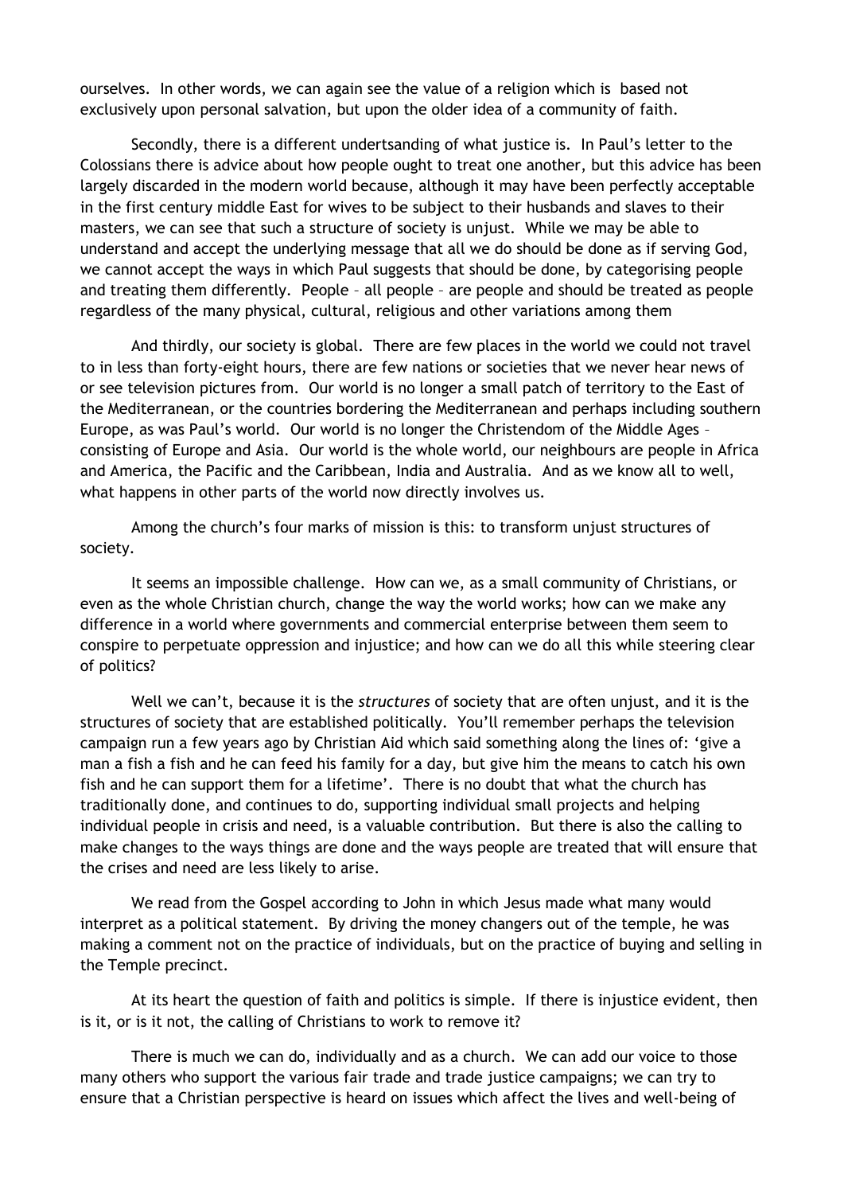ourselves. In other words, we can again see the value of a religion which is based not exclusively upon personal salvation, but upon the older idea of a community of faith.

Secondly, there is a different undertsanding of what justice is. In Paul's letter to the Colossians there is advice about how people ought to treat one another, but this advice has been largely discarded in the modern world because, although it may have been perfectly acceptable in the first century middle East for wives to be subject to their husbands and slaves to their masters, we can see that such a structure of society is unjust. While we may be able to understand and accept the underlying message that all we do should be done as if serving God, we cannot accept the ways in which Paul suggests that should be done, by categorising people and treating them differently. People – all people – are people and should be treated as people regardless of the many physical, cultural, religious and other variations among them

And thirdly, our society is global. There are few places in the world we could not travel to in less than forty-eight hours, there are few nations or societies that we never hear news of or see television pictures from. Our world is no longer a small patch of territory to the East of the Mediterranean, or the countries bordering the Mediterranean and perhaps including southern Europe, as was Paul's world. Our world is no longer the Christendom of the Middle Ages – consisting of Europe and Asia. Our world is the whole world, our neighbours are people in Africa and America, the Pacific and the Caribbean, India and Australia. And as we know all to well, what happens in other parts of the world now directly involves us.

Among the church's four marks of mission is this: to transform unjust structures of society.

It seems an impossible challenge. How can we, as a small community of Christians, or even as the whole Christian church, change the way the world works; how can we make any difference in a world where governments and commercial enterprise between them seem to conspire to perpetuate oppression and injustice; and how can we do all this while steering clear of politics?

Well we can't, because it is the *structures* of society that are often unjust, and it is the structures of society that are established politically. You'll remember perhaps the television campaign run a few years ago by Christian Aid which said something along the lines of: 'give a man a fish a fish and he can feed his family for a day, but give him the means to catch his own fish and he can support them for a lifetime'. There is no doubt that what the church has traditionally done, and continues to do, supporting individual small projects and helping individual people in crisis and need, is a valuable contribution. But there is also the calling to make changes to the ways things are done and the ways people are treated that will ensure that the crises and need are less likely to arise.

We read from the Gospel according to John in which Jesus made what many would interpret as a political statement. By driving the money changers out of the temple, he was making a comment not on the practice of individuals, but on the practice of buying and selling in the Temple precinct.

At its heart the question of faith and politics is simple. If there is injustice evident, then is it, or is it not, the calling of Christians to work to remove it?

There is much we can do, individually and as a church. We can add our voice to those many others who support the various fair trade and trade justice campaigns; we can try to ensure that a Christian perspective is heard on issues which affect the lives and well-being of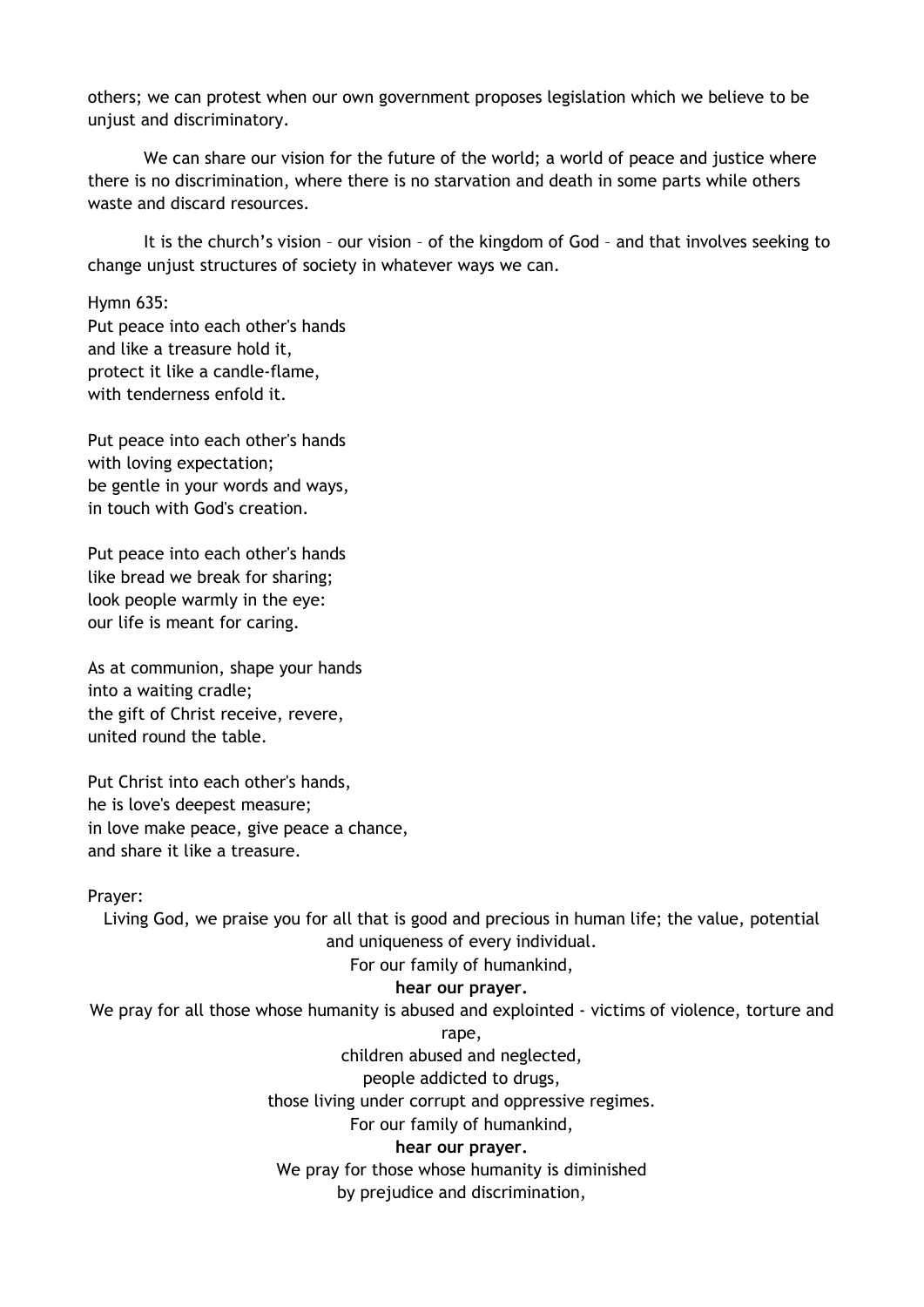others; we can protest when our own government proposes legislation which we believe to be unjust and discriminatory.

We can share our vision for the future of the world; a world of peace and justice where there is no discrimination, where there is no starvation and death in some parts while others waste and discard resources.

It is the church's vision – our vision – of the kingdom of God – and that involves seeking to change unjust structures of society in whatever ways we can.

Hymn 635:
Put peace into each other's hands
and like a treasure hold it,
protect it like a candle-flame,
with tenderness enfold it.

Put peace into each other's hands
with loving expectation;
be gentle in your words and ways,
in touch with God's creation.

Put peace into each other's hands
like bread we break for sharing;
look people warmly in the eye:
our life is meant for caring.

As at communion, shape your hands
into a waiting cradle;
the gift of Christ receive, revere,
united round the table.

Put Christ into each other's hands,
he is love's deepest measure;
in love make peace, give peace a chance,
and share it like a treasure.

Prayer:

Living God, we praise you for all that is good and precious in human life; the value, potential and uniqueness of every individual.
For our family of humankind,
**hear our prayer.**

We pray for all those whose humanity is abused and explointed - victims of violence, torture and rape,
children abused and neglected,
people addicted to drugs,
those living under corrupt and oppressive regimes.
For our family of humankind,
**hear our prayer.**

We pray for those whose humanity is diminished
by prejudice and discrimination,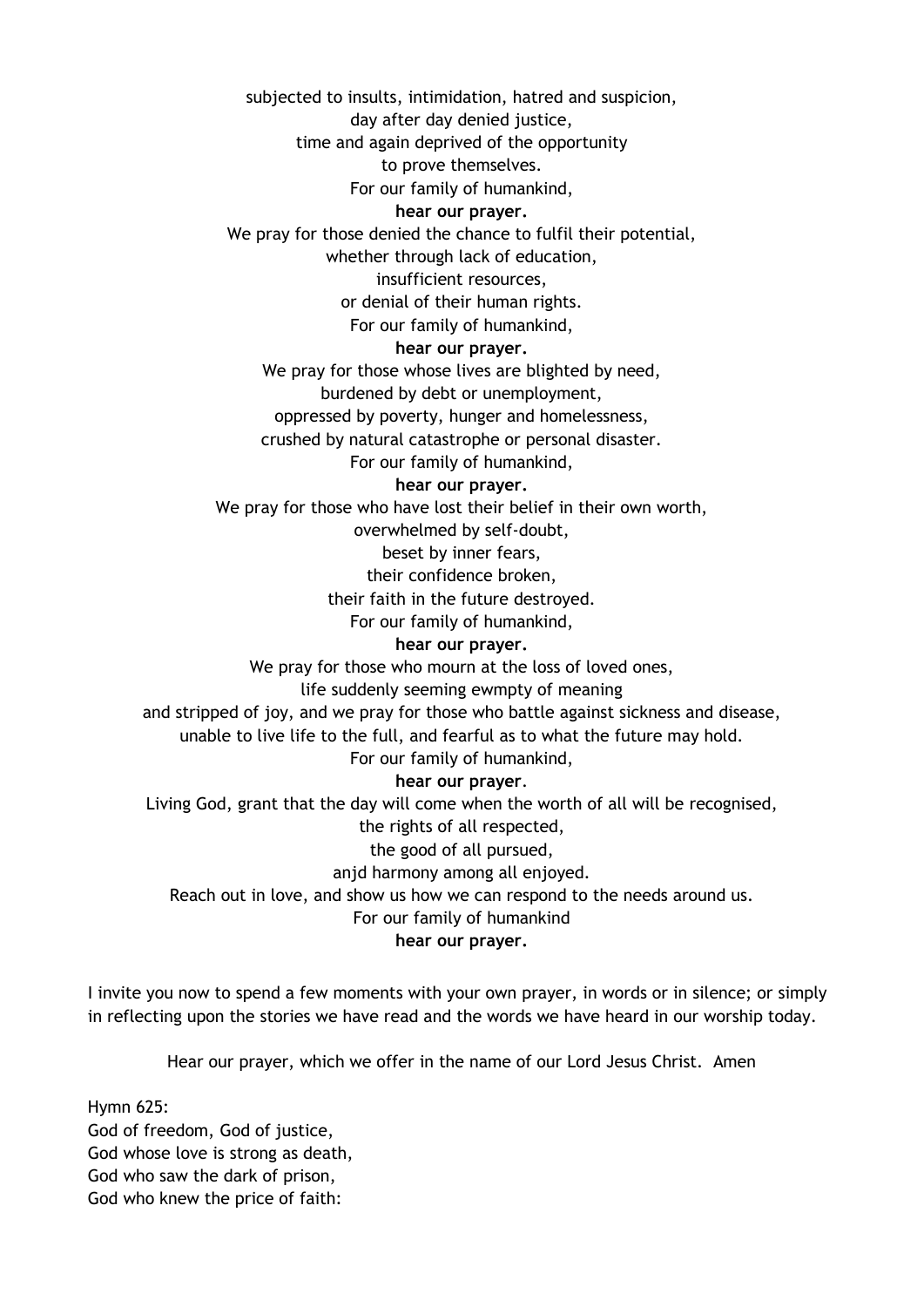subjected to insults, intimidation, hatred and suspicion,
day after day denied justice,
time and again deprived of the opportunity
to prove themselves.
For our family of humankind,
**hear our prayer.**
We pray for those denied the chance to fulfil their potential,
whether through lack of education,
insufficient resources,
or denial of their human rights.
For our family of humankind,
**hear our prayer.**
We pray for those whose lives are blighted by need,
burdened by debt or unemployment,
oppressed by poverty, hunger and homelessness,
crushed by natural catastrophe or personal disaster.
For our family of humankind,
**hear our prayer.**
We pray for those who have lost their belief in their own worth,
overwhelmed by self-doubt,
beset by inner fears,
their confidence broken,
their faith in the future destroyed.
For our family of humankind,
**hear our prayer.**
We pray for those who mourn at the loss of loved ones,
life suddenly seeming ewmpty of meaning
and stripped of joy, and we pray for those who battle against sickness and disease,
unable to live life to the full, and fearful as to what the future may hold.
For our family of humankind,
**hear our prayer**.
Living God, grant that the day will come when the worth of all will be recognised,
the rights of all respected,
the good of all pursued,
anjd harmony among all enjoyed.
Reach out in love, and show us how we can respond to the needs around us.
For our family of humankind
**hear our prayer.**

I invite you now to spend a few moments with your own prayer, in words or in silence; or simply in reflecting upon the stories we have read and the words we have heard in our worship today.

Hear our prayer, which we offer in the name of our Lord Jesus Christ. Amen

Hymn 625:
God of freedom, God of justice,
God whose love is strong as death,
God who saw the dark of prison,
God who knew the price of faith: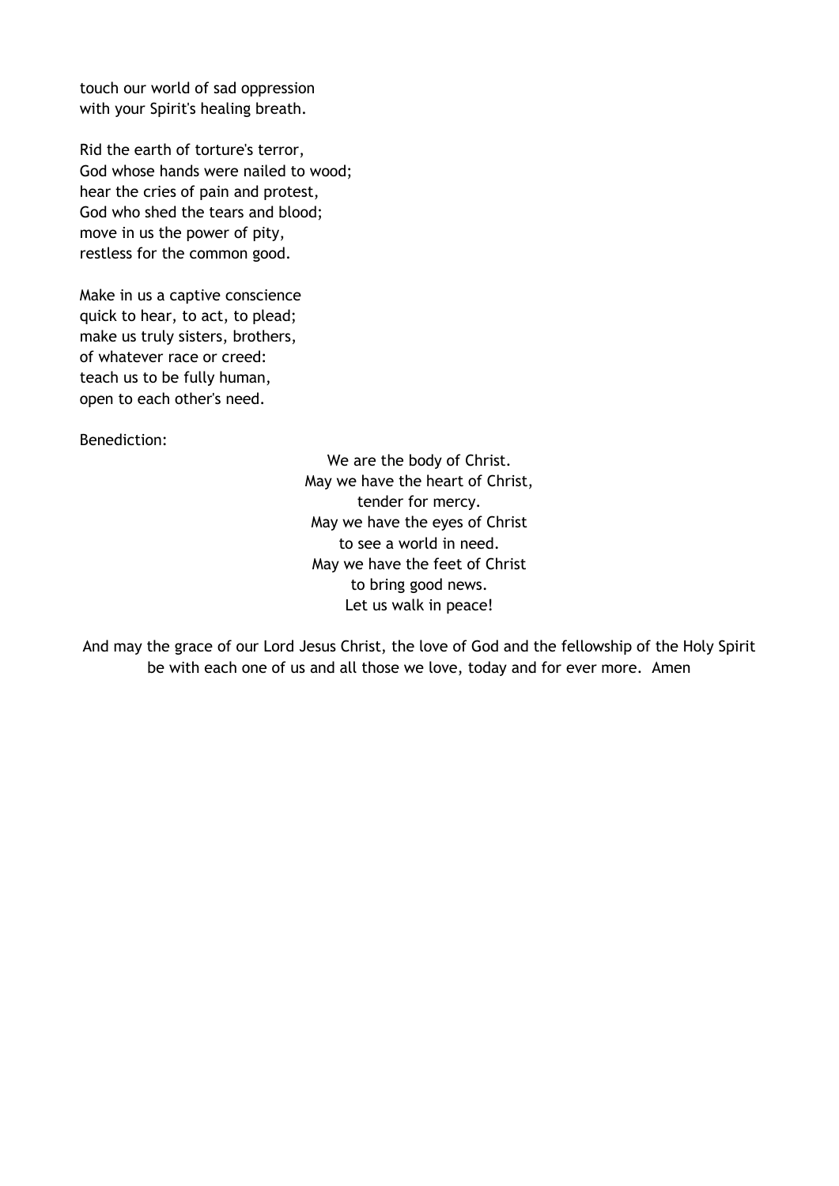touch our world of sad oppression
with your Spirit's healing breath.

Rid the earth of torture's terror,
God whose hands were nailed to wood;
hear the cries of pain and protest,
God who shed the tears and blood;
move in us the power of pity,
restless for the common good.

Make in us a captive conscience
quick to hear, to act, to plead;
make us truly sisters, brothers,
of whatever race or creed:
teach us to be fully human,
open to each other's need.

Benediction:

We are the body of Christ.
May we have the heart of Christ,
tender for mercy.
May we have the eyes of Christ
to see a world in need.
May we have the feet of Christ
to bring good news.
Let us walk in peace!

And may the grace of our Lord Jesus Christ, the love of God and the fellowship of the Holy Spirit be with each one of us and all those we love, today and for ever more. Amen